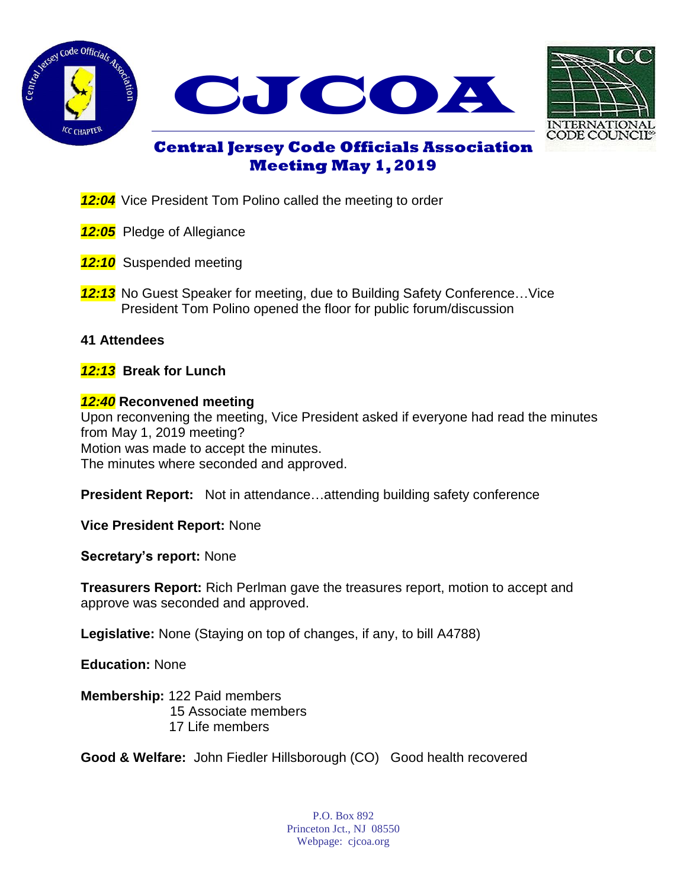# CJCOA

## Central Jersey Code Officials Association
## Meeting May 1, 2019

***12:04*** Vice President Tom Polino called the meeting to order

***12:05*** Pledge of Allegiance

***12:10*** Suspended meeting

***12:13*** No Guest Speaker for meeting, due to Building Safety Conference…Vice President Tom Polino opened the floor for public forum/discussion

**41 Attendees**

***12:13*** **Break for Lunch**

***12:40*** **Reconvened meeting**
Upon reconvening the meeting, Vice President asked if everyone had read the minutes from May 1, 2019 meeting?
Motion was made to accept the minutes.
The minutes where seconded and approved.

**President Report:** Not in attendance…attending building safety conference

**Vice President Report:** None

**Secretary's report:** None

**Treasurers Report:** Rich Perlman gave the treasures report, motion to accept and approve was seconded and approved.

**Legislative:** None (Staying on top of changes, if any, to bill A4788)

**Education:** None

**Membership:** 122 Paid members
15 Associate members
17 Life members

**Good & Welfare:** John Fiedler Hillsborough (CO) Good health recovered

P.O. Box 892
Princeton Jct., NJ 08550
Webpage: cjcoa.org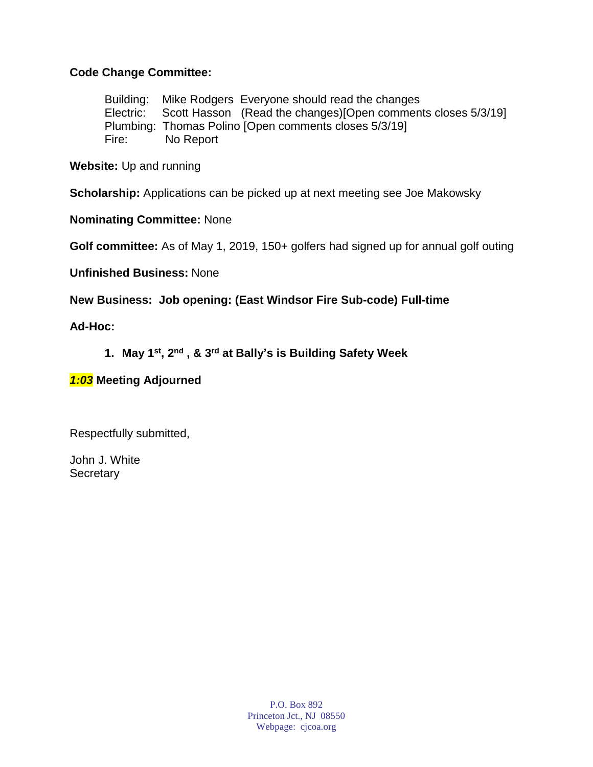**Code Change Committee:**

Building: Mike Rodgers Everyone should read the changes
Electric: Scott Hasson (Read the changes)[Open comments closes 5/3/19]
Plumbing: Thomas Polino [Open comments closes 5/3/19]
Fire: No Report

**Website:** Up and running

**Scholarship:** Applications can be picked up at next meeting see Joe Makowsky

**Nominating Committee:** None

**Golf committee:** As of May 1, 2019, 150+ golfers had signed up for annual golf outing

**Unfinished Business:** None

**New Business: Job opening: (East Windsor Fire Sub-code) Full-time**

**Ad-Hoc:**

1. **May 1st, 2nd , & 3rd at Bally's is Building Safety Week**

***1:03*** **Meeting Adjourned**

Respectfully submitted,

John J. White
Secretary

P.O. Box 892
Princeton Jct., NJ 08550
Webpage: cjcoa.org